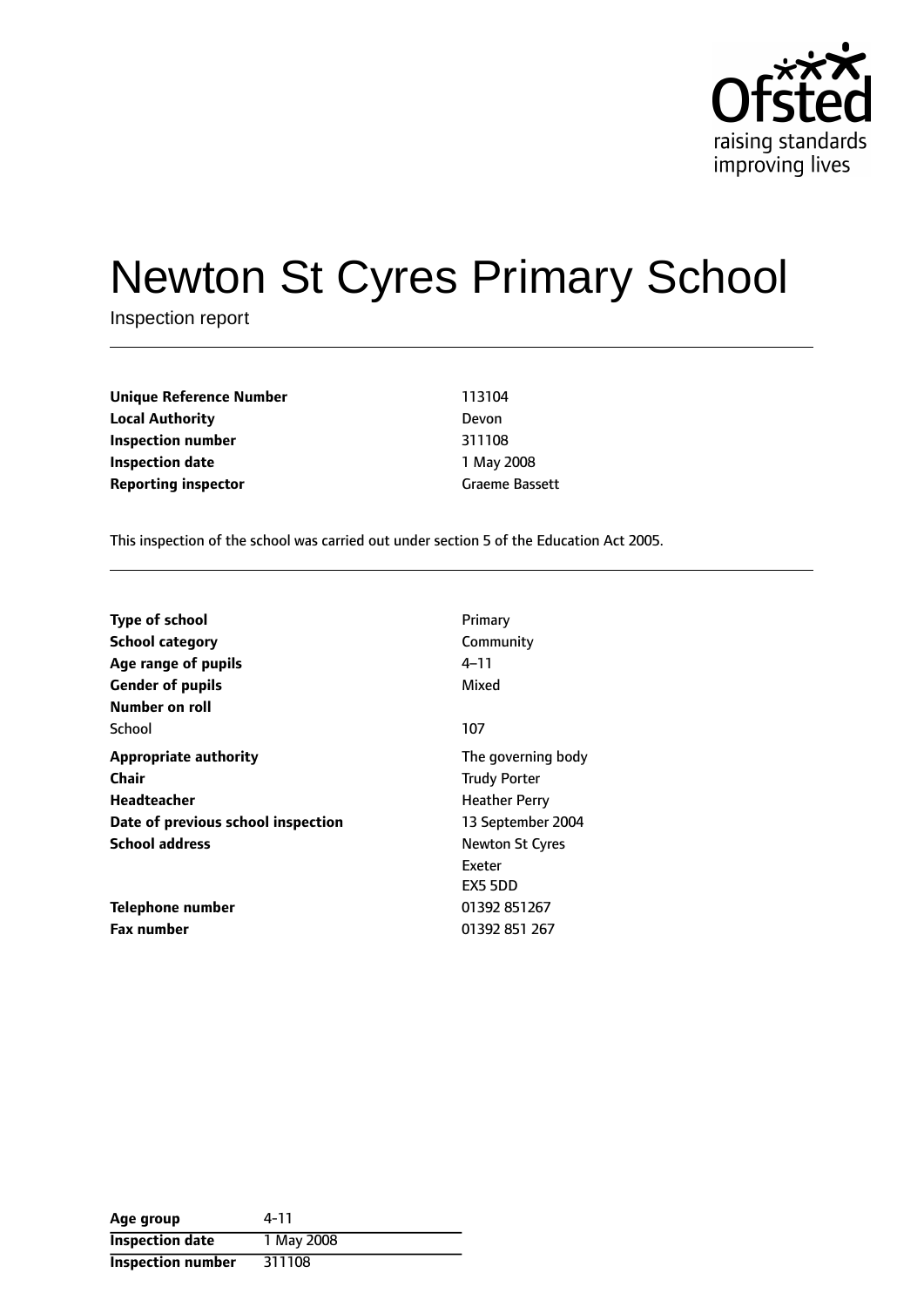Ofsted
raising standards
improving lives

# Newton St Cyres Primary School

Inspection report

| | |
|---|---|
| **Unique Reference Number** | 113104 |
| **Local Authority** | Devon |
| **Inspection number** | 311108 |
| **Inspection date** | 1 May 2008 |
| **Reporting inspector** | Graeme Bassett |

This inspection of the school was carried out under section 5 of the Education Act 2005.

| | |
|---|---|
| **Type of school** | Primary |
| **School category** | Community |
| **Age range of pupils** | 4–11 |
| **Gender of pupils** | Mixed |
| **Number on roll** | |
| School | 107 |
| **Appropriate authority** | The governing body |
| **Chair** | Trudy Porter |
| **Headteacher** | Heather Perry |
| **Date of previous school inspection** | 13 September 2004 |
| **School address** | Newton St Cyres<br>Exeter<br>EX5 5DD |
| **Telephone number** | 01392 851267 |
| **Fax number** | 01392 851 267 |

| | |
|---|---|
| **Age group** | 4-11 |
| **Inspection date** | 1 May 2008 |
| **Inspection number** | 311108 |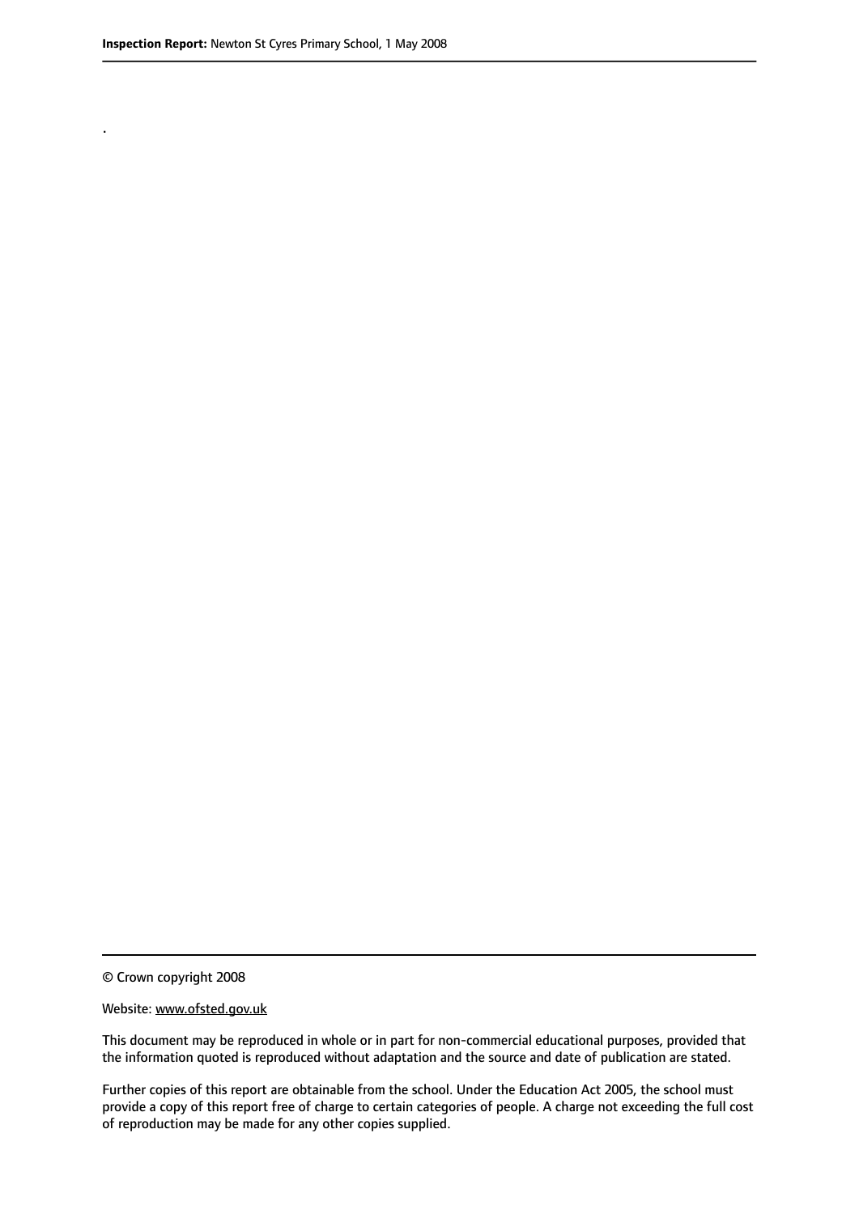.

© Crown copyright 2008

Website: www.ofsted.gov.uk

This document may be reproduced in whole or in part for non-commercial educational purposes, provided that the information quoted is reproduced without adaptation and the source and date of publication are stated.

Further copies of this report are obtainable from the school. Under the Education Act 2005, the school must provide a copy of this report free of charge to certain categories of people. A charge not exceeding the full cost of reproduction may be made for any other copies supplied.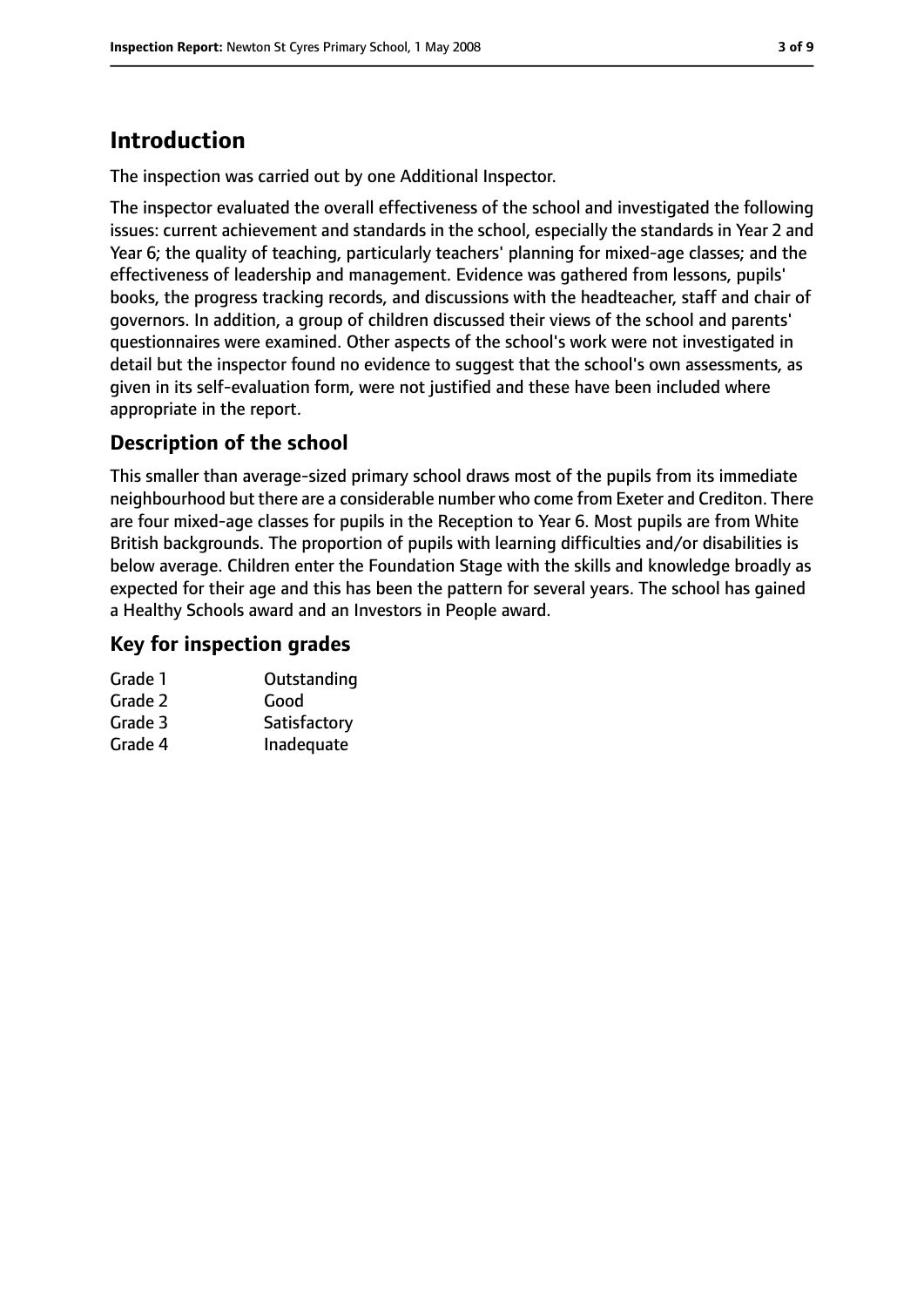# Introduction

The inspection was carried out by one Additional Inspector.

The inspector evaluated the overall effectiveness of the school and investigated the following issues: current achievement and standards in the school, especially the standards in Year 2 and Year 6; the quality of teaching, particularly teachers' planning for mixed-age classes; and the effectiveness of leadership and management. Evidence was gathered from lessons, pupils' books, the progress tracking records, and discussions with the headteacher, staff and chair of governors. In addition, a group of children discussed their views of the school and parents' questionnaires were examined. Other aspects of the school's work were not investigated in detail but the inspector found no evidence to suggest that the school's own assessments, as given in its self-evaluation form, were not justified and these have been included where appropriate in the report.

## Description of the school

This smaller than average-sized primary school draws most of the pupils from its immediate neighbourhood but there are a considerable number who come from Exeter and Crediton. There are four mixed-age classes for pupils in the Reception to Year 6. Most pupils are from White British backgrounds. The proportion of pupils with learning difficulties and/or disabilities is below average. Children enter the Foundation Stage with the skills and knowledge broadly as expected for their age and this has been the pattern for several years. The school has gained a Healthy Schools award and an Investors in People award.

## Key for inspection grades

| | |
|---|---|
| Grade 1 | Outstanding |
| Grade 2 | Good |
| Grade 3 | Satisfactory |
| Grade 4 | Inadequate |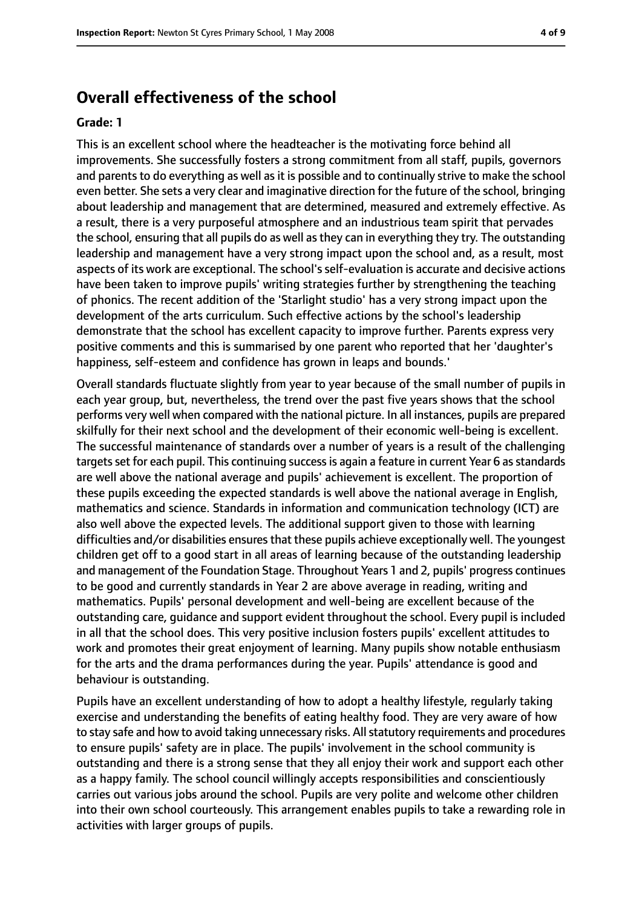## Overall effectiveness of the school

**Grade: 1**

This is an excellent school where the headteacher is the motivating force behind all improvements. She successfully fosters a strong commitment from all staff, pupils, governors and parents to do everything as well as it is possible and to continually strive to make the school even better. She sets a very clear and imaginative direction for the future of the school, bringing about leadership and management that are determined, measured and extremely effective. As a result, there is a very purposeful atmosphere and an industrious team spirit that pervades the school, ensuring that all pupils do as well as they can in everything they try. The outstanding leadership and management have a very strong impact upon the school and, as a result, most aspects of its work are exceptional. The school's self-evaluation is accurate and decisive actions have been taken to improve pupils' writing strategies further by strengthening the teaching of phonics. The recent addition of the 'Starlight studio' has a very strong impact upon the development of the arts curriculum. Such effective actions by the school's leadership demonstrate that the school has excellent capacity to improve further. Parents express very positive comments and this is summarised by one parent who reported that her 'daughter's happiness, self-esteem and confidence has grown in leaps and bounds.'

Overall standards fluctuate slightly from year to year because of the small number of pupils in each year group, but, nevertheless, the trend over the past five years shows that the school performs very well when compared with the national picture. In all instances, pupils are prepared skilfully for their next school and the development of their economic well-being is excellent. The successful maintenance of standards over a number of years is a result of the challenging targets set for each pupil. This continuing success is again a feature in current Year 6 as standards are well above the national average and pupils' achievement is excellent. The proportion of these pupils exceeding the expected standards is well above the national average in English, mathematics and science. Standards in information and communication technology (ICT) are also well above the expected levels. The additional support given to those with learning difficulties and/or disabilities ensures that these pupils achieve exceptionally well. The youngest children get off to a good start in all areas of learning because of the outstanding leadership and management of the Foundation Stage. Throughout Years 1 and 2, pupils' progress continues to be good and currently standards in Year 2 are above average in reading, writing and mathematics. Pupils' personal development and well-being are excellent because of the outstanding care, guidance and support evident throughout the school. Every pupil is included in all that the school does. This very positive inclusion fosters pupils' excellent attitudes to work and promotes their great enjoyment of learning. Many pupils show notable enthusiasm for the arts and the drama performances during the year. Pupils' attendance is good and behaviour is outstanding.

Pupils have an excellent understanding of how to adopt a healthy lifestyle, regularly taking exercise and understanding the benefits of eating healthy food. They are very aware of how to stay safe and how to avoid taking unnecessary risks. All statutory requirements and procedures to ensure pupils' safety are in place. The pupils' involvement in the school community is outstanding and there is a strong sense that they all enjoy their work and support each other as a happy family. The school council willingly accepts responsibilities and conscientiously carries out various jobs around the school. Pupils are very polite and welcome other children into their own school courteously. This arrangement enables pupils to take a rewarding role in activities with larger groups of pupils.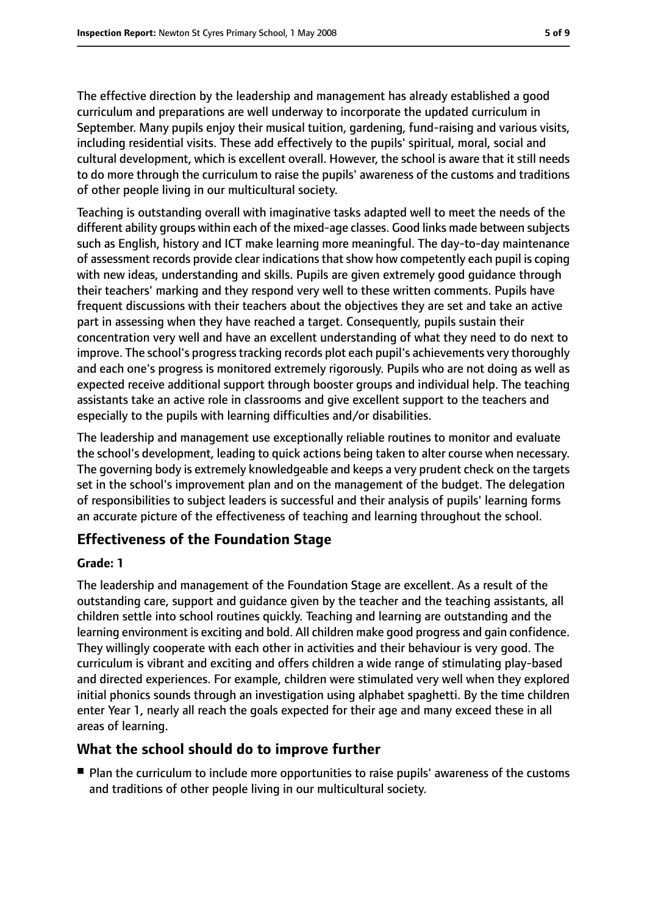The effective direction by the leadership and management has already established a good curriculum and preparations are well underway to incorporate the updated curriculum in September. Many pupils enjoy their musical tuition, gardening, fund-raising and various visits, including residential visits. These add effectively to the pupils' spiritual, moral, social and cultural development, which is excellent overall. However, the school is aware that it still needs to do more through the curriculum to raise the pupils' awareness of the customs and traditions of other people living in our multicultural society.

Teaching is outstanding overall with imaginative tasks adapted well to meet the needs of the different ability groups within each of the mixed-age classes. Good links made between subjects such as English, history and ICT make learning more meaningful. The day-to-day maintenance of assessment records provide clear indications that show how competently each pupil is coping with new ideas, understanding and skills. Pupils are given extremely good guidance through their teachers' marking and they respond very well to these written comments. Pupils have frequent discussions with their teachers about the objectives they are set and take an active part in assessing when they have reached a target. Consequently, pupils sustain their concentration very well and have an excellent understanding of what they need to do next to improve. The school's progress tracking records plot each pupil's achievements very thoroughly and each one's progress is monitored extremely rigorously. Pupils who are not doing as well as expected receive additional support through booster groups and individual help. The teaching assistants take an active role in classrooms and give excellent support to the teachers and especially to the pupils with learning difficulties and/or disabilities.

The leadership and management use exceptionally reliable routines to monitor and evaluate the school's development, leading to quick actions being taken to alter course when necessary. The governing body is extremely knowledgeable and keeps a very prudent check on the targets set in the school's improvement plan and on the management of the budget. The delegation of responsibilities to subject leaders is successful and their analysis of pupils' learning forms an accurate picture of the effectiveness of teaching and learning throughout the school.

## Effectiveness of the Foundation Stage

**Grade: 1**

The leadership and management of the Foundation Stage are excellent. As a result of the outstanding care, support and guidance given by the teacher and the teaching assistants, all children settle into school routines quickly. Teaching and learning are outstanding and the learning environment is exciting and bold. All children make good progress and gain confidence. They willingly cooperate with each other in activities and their behaviour is very good. The curriculum is vibrant and exciting and offers children a wide range of stimulating play-based and directed experiences. For example, children were stimulated very well when they explored initial phonics sounds through an investigation using alphabet spaghetti. By the time children enter Year 1, nearly all reach the goals expected for their age and many exceed these in all areas of learning.

## What the school should do to improve further

- Plan the curriculum to include more opportunities to raise pupils' awareness of the customs and traditions of other people living in our multicultural society.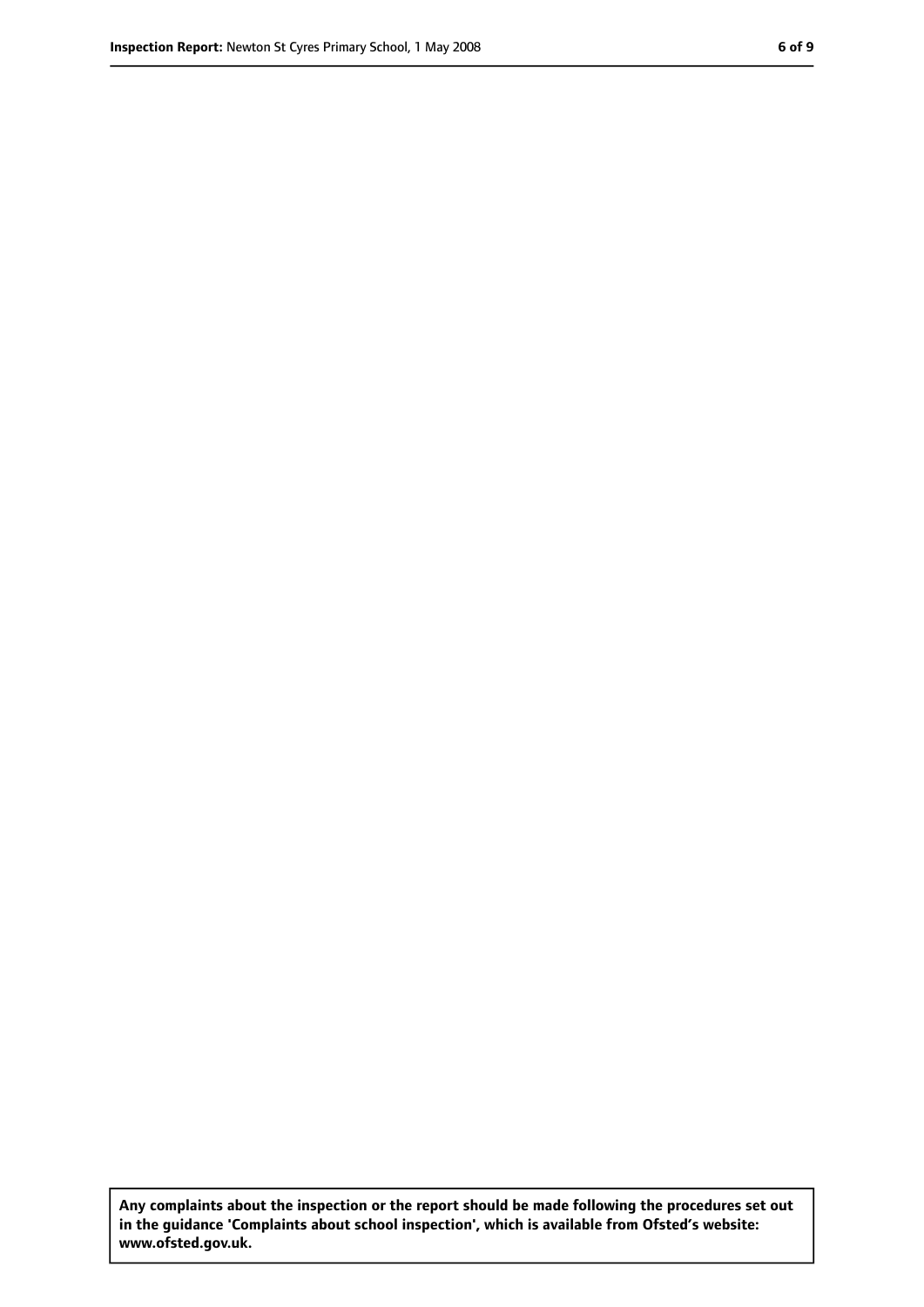**Any complaints about the inspection or the report should be made following the procedures set out in the guidance 'Complaints about school inspection', which is available from Ofsted's website: www.ofsted.gov.uk.**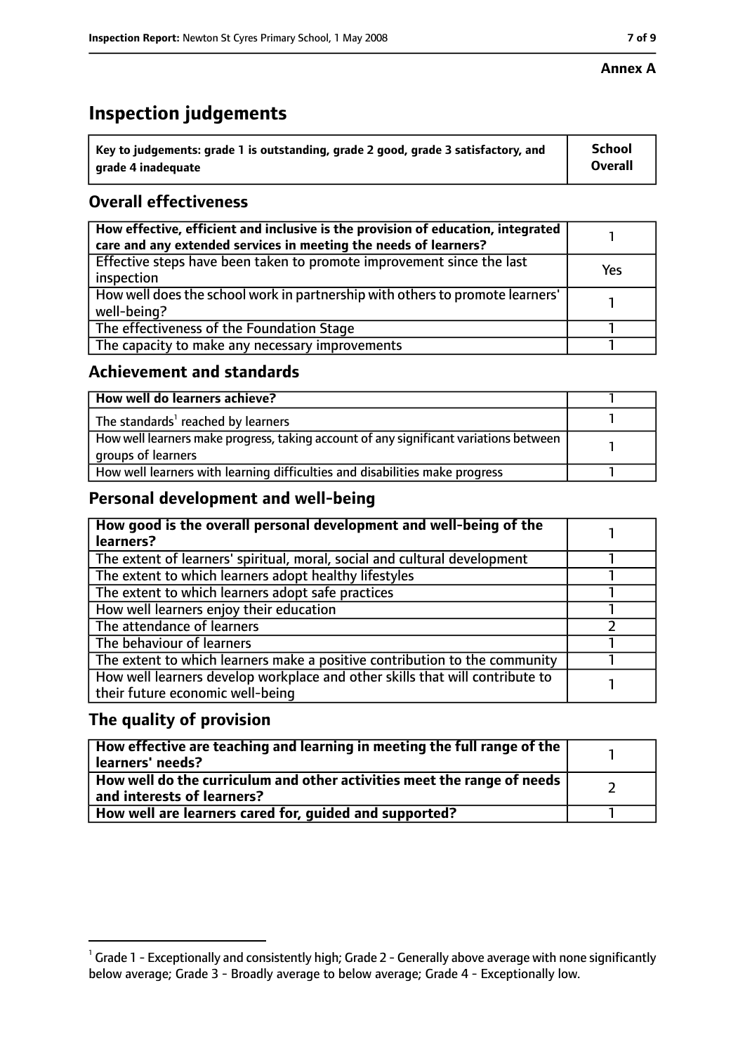**Annex A**

# Inspection judgements

| Key to judgements: grade 1 is outstanding, grade 2 good, grade 3 satisfactory, and grade 4 inadequate | School Overall |
|---|---|

## Overall effectiveness

| | |
|---|---|
| How effective, efficient and inclusive is the provision of education, integrated care and any extended services in meeting the needs of learners? | 1 |
| Effective steps have been taken to promote improvement since the last inspection | Yes |
| How well does the school work in partnership with others to promote learners' well-being? | 1 |
| The effectiveness of the Foundation Stage | 1 |
| The capacity to make any necessary improvements | 1 |

## Achievement and standards

| | |
|---|---|
| **How well do learners achieve?** | 1 |
| The standards[1] reached by learners | 1 |
| How well learners make progress, taking account of any significant variations between groups of learners | 1 |
| How well learners with learning difficulties and disabilities make progress | 1 |

## Personal development and well-being

| | |
|---|---|
| **How good is the overall personal development and well-being of the learners?** | 1 |
| The extent of learners' spiritual, moral, social and cultural development | 1 |
| The extent to which learners adopt healthy lifestyles | 1 |
| The extent to which learners adopt safe practices | 1 |
| How well learners enjoy their education | 1 |
| The attendance of learners | 2 |
| The behaviour of learners | 1 |
| The extent to which learners make a positive contribution to the community | 1 |
| How well learners develop workplace and other skills that will contribute to their future economic well-being | 1 |

## The quality of provision

| | |
|---|---|
| **How effective are teaching and learning in meeting the full range of the learners' needs?** | 1 |
| **How well do the curriculum and other activities meet the range of needs and interests of learners?** | 2 |
| **How well are learners cared for, guided and supported?** | 1 |

[1] Grade 1 - Exceptionally and consistently high; Grade 2 - Generally above average with none significantly below average; Grade 3 - Broadly average to below average; Grade 4 - Exceptionally low.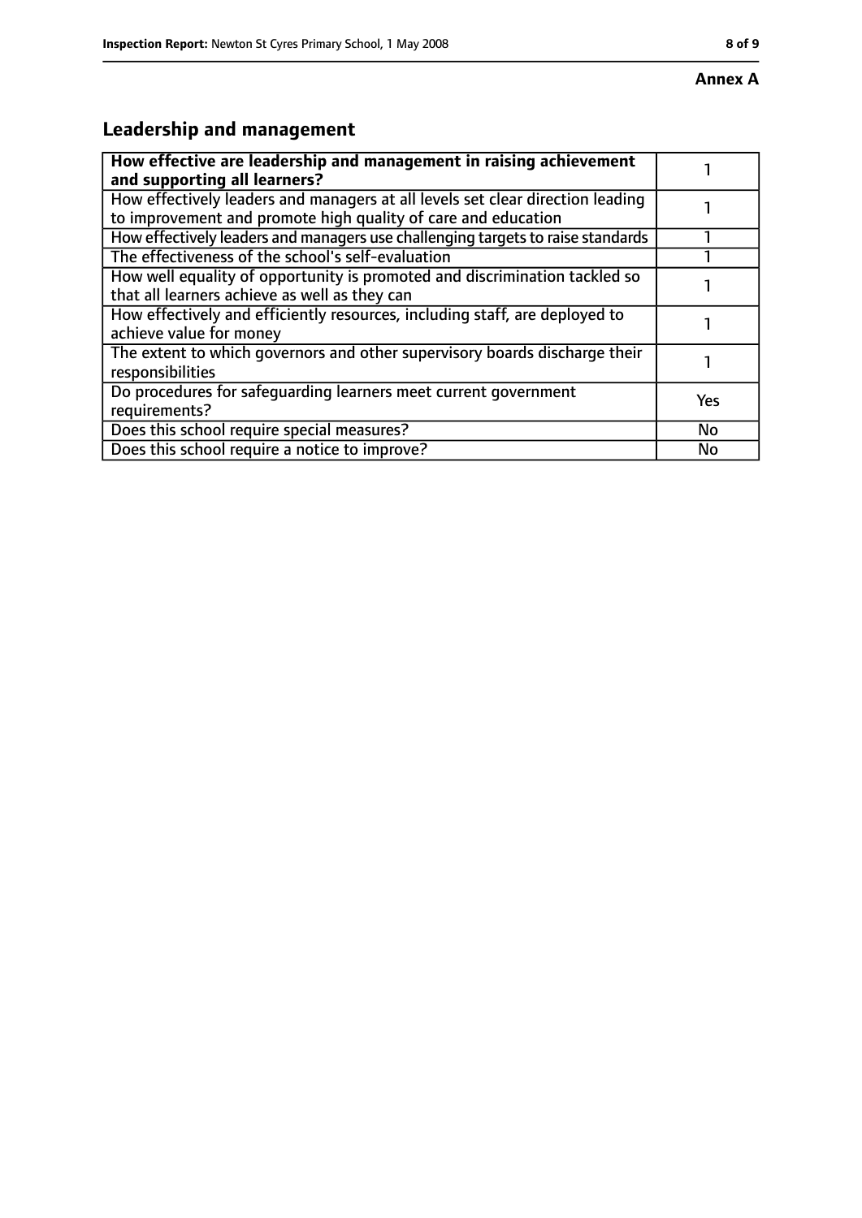**Annex A**

## Leadership and management

| **How effective are leadership and management in raising achievement and supporting all learners?** | 1 |
| --- | --- |
| How effectively leaders and managers at all levels set clear direction leading to improvement and promote high quality of care and education | 1 |
| How effectively leaders and managers use challenging targets to raise standards | 1 |
| The effectiveness of the school's self-evaluation | 1 |
| How well equality of opportunity is promoted and discrimination tackled so that all learners achieve as well as they can | 1 |
| How effectively and efficiently resources, including staff, are deployed to achieve value for money | 1 |
| The extent to which governors and other supervisory boards discharge their responsibilities | 1 |
| Do procedures for safeguarding learners meet current government requirements? | Yes |
| Does this school require special measures? | No |
| Does this school require a notice to improve? | No |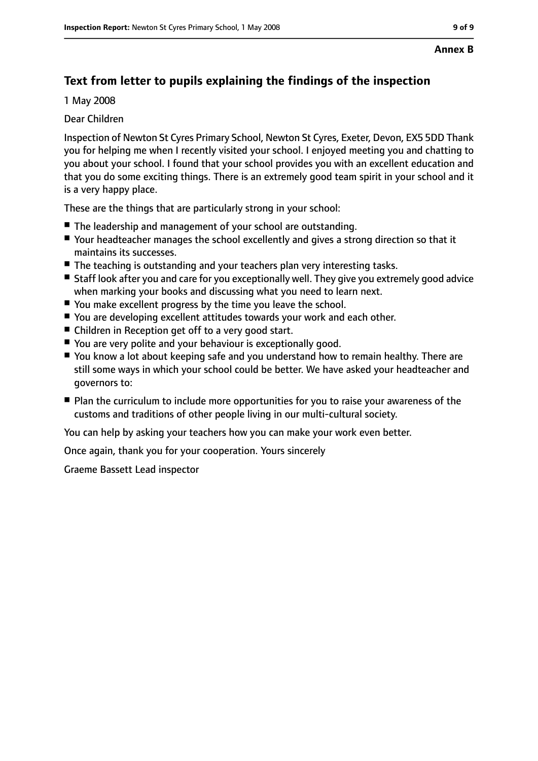**Annex B**

## Text from letter to pupils explaining the findings of the inspection

1 May 2008

Dear Children

Inspection of Newton St Cyres Primary School, Newton St Cyres, Exeter, Devon, EX5 5DD Thank you for helping me when I recently visited your school. I enjoyed meeting you and chatting to you about your school. I found that your school provides you with an excellent education and that you do some exciting things. There is an extremely good team spirit in your school and it is a very happy place.

These are the things that are particularly strong in your school:

- The leadership and management of your school are outstanding.
- Your headteacher manages the school excellently and gives a strong direction so that it maintains its successes.
- The teaching is outstanding and your teachers plan very interesting tasks.
- Staff look after you and care for you exceptionally well. They give you extremely good advice when marking your books and discussing what you need to learn next.
- You make excellent progress by the time you leave the school.
- You are developing excellent attitudes towards your work and each other.
- Children in Reception get off to a very good start.
- You are very polite and your behaviour is exceptionally good.
- You know a lot about keeping safe and you understand how to remain healthy. There are still some ways in which your school could be better. We have asked your headteacher and governors to:

- Plan the curriculum to include more opportunities for you to raise your awareness of the customs and traditions of other people living in our multi-cultural society.

You can help by asking your teachers how you can make your work even better.

Once again, thank you for your cooperation. Yours sincerely

Graeme Bassett Lead inspector